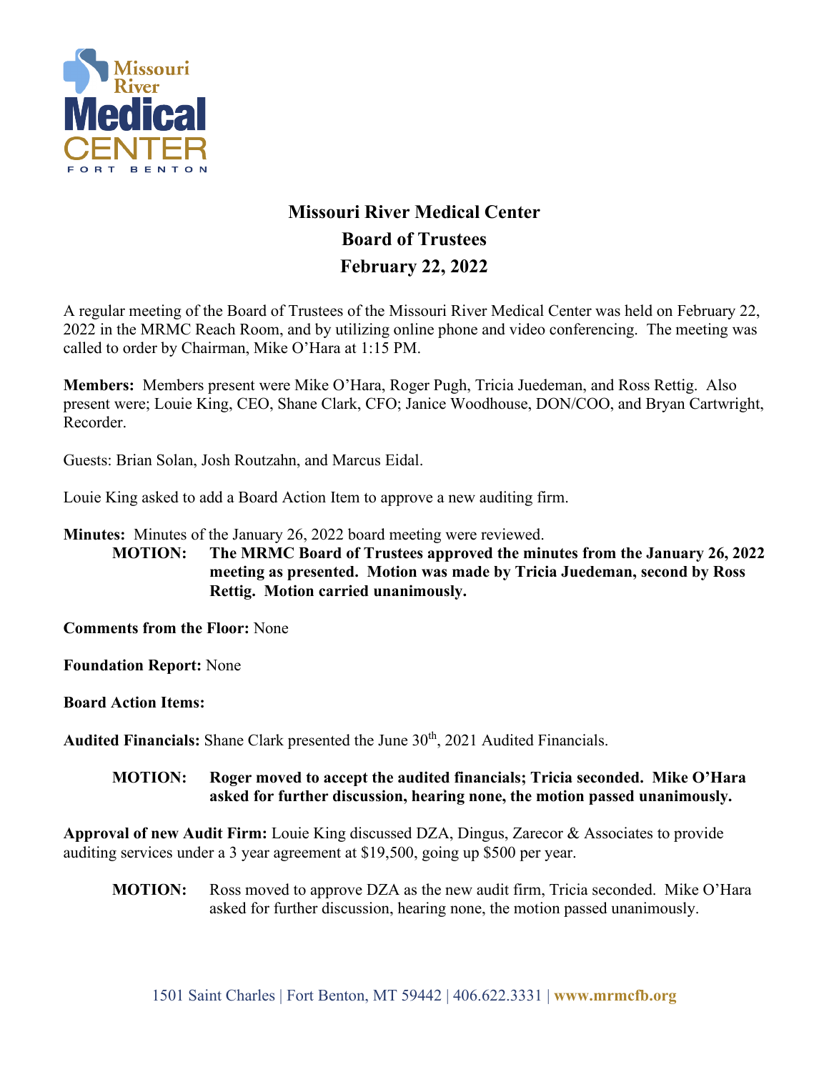# Missouri River Medical Center
## Board of Trustees
## February 22, 2022

A regular meeting of the Board of Trustees of the Missouri River Medical Center was held on February 22, 2022 in the MRMC Reach Room, and by utilizing online phone and video conferencing. The meeting was called to order by Chairman, Mike O'Hara at 1:15 PM.

**Members:** Members present were Mike O'Hara, Roger Pugh, Tricia Juedeman, and Ross Rettig. Also present were; Louie King, CEO, Shane Clark, CFO; Janice Woodhouse, DON/COO, and Bryan Cartwright, Recorder.

Guests: Brian Solan, Josh Routzahn, and Marcus Eidal.

Louie King asked to add a Board Action Item to approve a new auditing firm.

**Minutes:** Minutes of the January 26, 2022 board meeting were reviewed.

> **MOTION: The MRMC Board of Trustees approved the minutes from the January 26, 2022 meeting as presented. Motion was made by Tricia Juedeman, second by Ross Rettig. Motion carried unanimously.**

**Comments from the Floor:** None

**Foundation Report:** None

**Board Action Items:**

**Audited Financials:** Shane Clark presented the June 30th, 2021 Audited Financials.

> **MOTION: Roger moved to accept the audited financials; Tricia seconded. Mike O'Hara asked for further discussion, hearing none, the motion passed unanimously.**

**Approval of new Audit Firm:** Louie King discussed DZA, Dingus, Zarecor & Associates to provide auditing services under a 3 year agreement at $19,500, going up $500 per year.

> **MOTION:** Ross moved to approve DZA as the new audit firm, Tricia seconded. Mike O'Hara asked for further discussion, hearing none, the motion passed unanimously.

1501 Saint Charles | Fort Benton, MT 59442 | 406.622.3331 | **www.mrmcfb.org**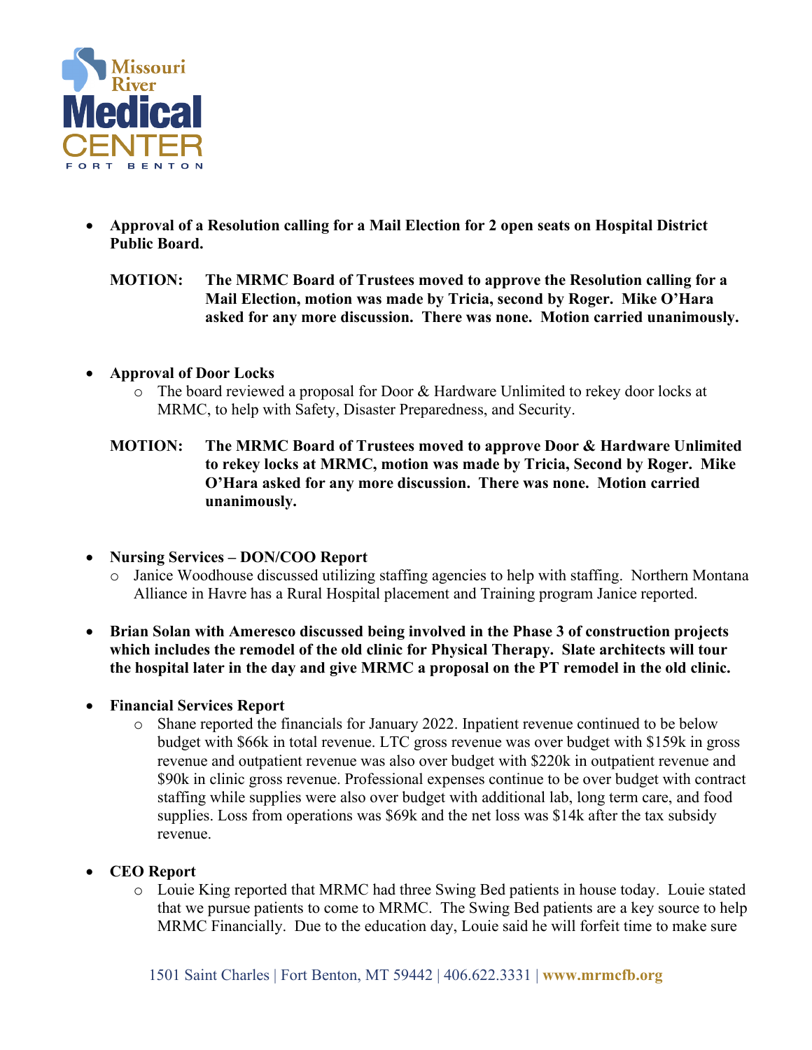- **Approval of a Resolution calling for a Mail Election for 2 open seats on Hospital District Public Board.**

  **MOTION: The MRMC Board of Trustees moved to approve the Resolution calling for a Mail Election, motion was made by Tricia, second by Roger. Mike O'Hara asked for any more discussion. There was none. Motion carried unanimously.**

- **Approval of Door Locks**
  - The board reviewed a proposal for Door & Hardware Unlimited to rekey door locks at MRMC, to help with Safety, Disaster Preparedness, and Security.

  **MOTION: The MRMC Board of Trustees moved to approve Door & Hardware Unlimited to rekey locks at MRMC, motion was made by Tricia, Second by Roger. Mike O'Hara asked for any more discussion. There was none. Motion carried unanimously.**

- **Nursing Services – DON/COO Report**
  - Janice Woodhouse discussed utilizing staffing agencies to help with staffing. Northern Montana Alliance in Havre has a Rural Hospital placement and Training program Janice reported.

- **Brian Solan with Ameresco discussed being involved in the Phase 3 of construction projects which includes the remodel of the old clinic for Physical Therapy. Slate architects will tour the hospital later in the day and give MRMC a proposal on the PT remodel in the old clinic.**

- **Financial Services Report**
  - Shane reported the financials for January 2022. Inpatient revenue continued to be below budget with $66k in total revenue. LTC gross revenue was over budget with $159k in gross revenue and outpatient revenue was also over budget with $220k in outpatient revenue and $90k in clinic gross revenue. Professional expenses continue to be over budget with contract staffing while supplies were also over budget with additional lab, long term care, and food supplies. Loss from operations was $69k and the net loss was $14k after the tax subsidy revenue.

- **CEO Report**
  - Louie King reported that MRMC had three Swing Bed patients in house today. Louie stated that we pursue patients to come to MRMC. The Swing Bed patients are a key source to help MRMC Financially. Due to the education day, Louie said he will forfeit time to make sure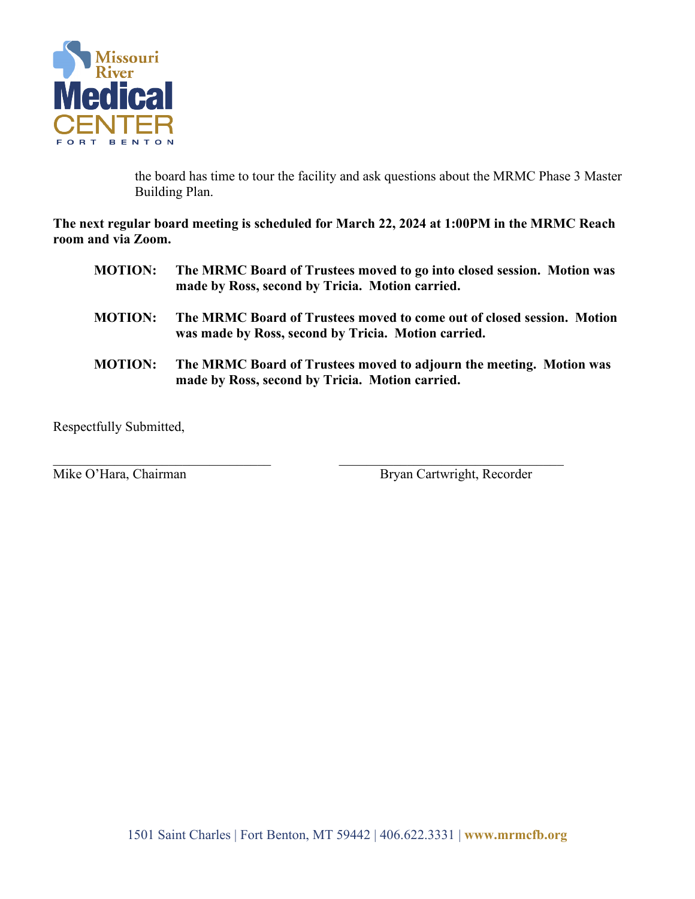the board has time to tour the facility and ask questions about the MRMC Phase 3 Master Building Plan.

**The next regular board meeting is scheduled for March 22, 2024 at 1:00PM in the MRMC Reach room and via Zoom.**

**MOTION: The MRMC Board of Trustees moved to go into closed session. Motion was made by Ross, second by Tricia. Motion carried.**

**MOTION: The MRMC Board of Trustees moved to come out of closed session. Motion was made by Ross, second by Tricia. Motion carried.**

**MOTION: The MRMC Board of Trustees moved to adjourn the meeting. Motion was made by Ross, second by Tricia. Motion carried.**

Respectfully Submitted,

\_\_\_\_\_\_\_\_\_\_\_\_\_\_\_\_\_\_\_\_\_\_\_\_\_\_\_\_\_\_ \_\_\_\_\_\_\_\_\_\_\_\_\_\_\_\_\_\_\_\_\_\_\_\_\_\_\_\_\_\_

Mike O'Hara, Chairman Bryan Cartwright, Recorder